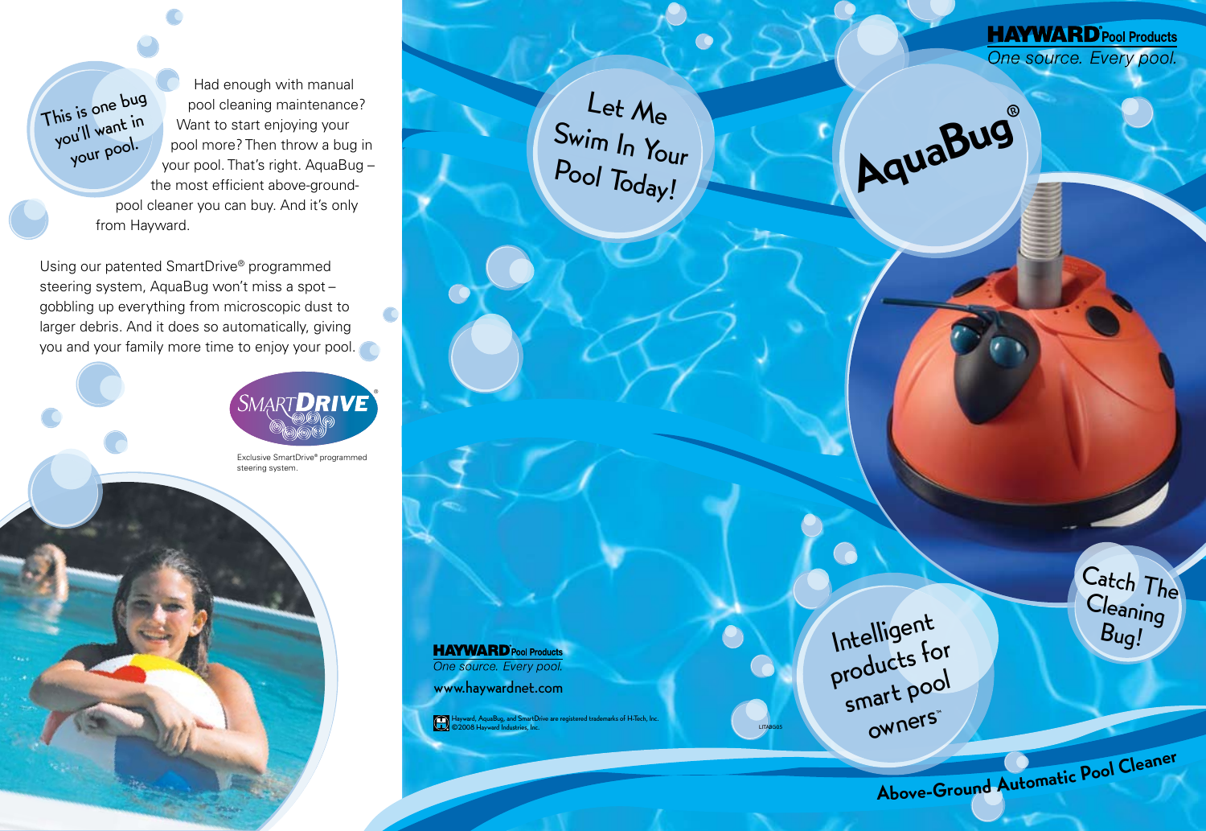This is one bug you'll want in your pool.

Had enough with manual pool cleaning maintenance? Want to start enjoying your pool more? Then throw a bug in your pool. That's right. AquaBug – the most efficient above-ground-pool cleaner you can buy. And it's only from Hayward.

Using our patented SmartDrive® programmed steering system, AquaBug won't miss a spot – gobbling up everything from microscopic dust to larger debris. And it does so automatically, giving you and your family more time to enjoy your pool.

SMARTDRIVE®

Exclusive SmartDrive® programmed steering system.

Let Me Swim In Your Pool Today!

**HAYWARD® Pool Products**
*One source. Every pool.*

www.haywardnet.com

Hayward, AquaBug, and SmartDrive are registered trademarks of H-Tech, Inc.
©2008 Hayward Industries, Inc.

LITABG05

**HAYWARD® Pool Products**
*One source. Every pool.*

# AquaBug®

Intelligent products for smart pool owners™

Catch The Cleaning Bug!

## Above-Ground Automatic Pool Cleaner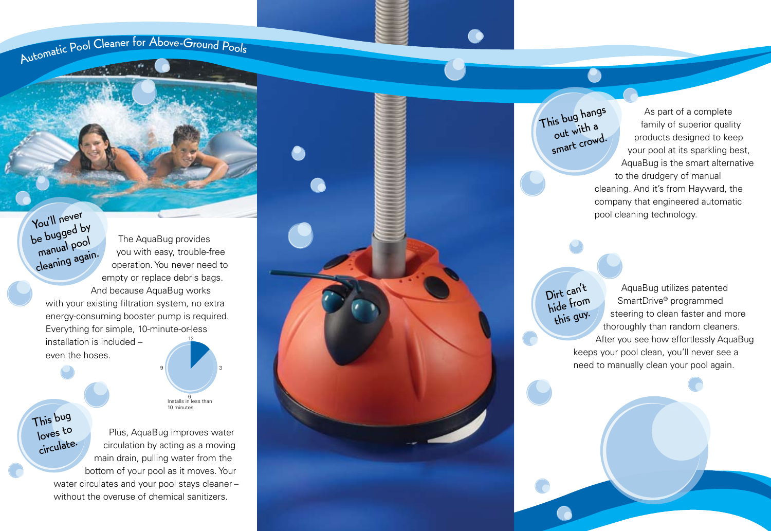# Automatic Pool Cleaner for Above-Ground Pools

**You'll never be bugged by manual pool cleaning again.**

The AquaBug provides you with easy, trouble-free operation. You never need to empty or replace debris bags. And because AquaBug works with your existing filtration system, no extra energy-consuming booster pump is required. Everything for simple, 10-minute-or-less installation is included – even the hoses.

12
9
3
6
Installs in less than 10 minutes.

**This bug loves to circulate.**

Plus, AquaBug improves water circulation by acting as a moving main drain, pulling water from the bottom of your pool as it moves. Your water circulates and your pool stays cleaner – without the overuse of chemical sanitizers.

**This bug hangs out with a smart crowd.**

As part of a complete family of superior quality products designed to keep your pool at its sparkling best, AquaBug is the smart alternative to the drudgery of manual cleaning. And it's from Hayward, the company that engineered automatic pool cleaning technology.

**Dirt can't hide from this guy.**

AquaBug utilizes patented SmartDrive® programmed steering to clean faster and more thoroughly than random cleaners. After you see how effortlessly AquaBug keeps your pool clean, you'll never see a need to manually clean your pool again.